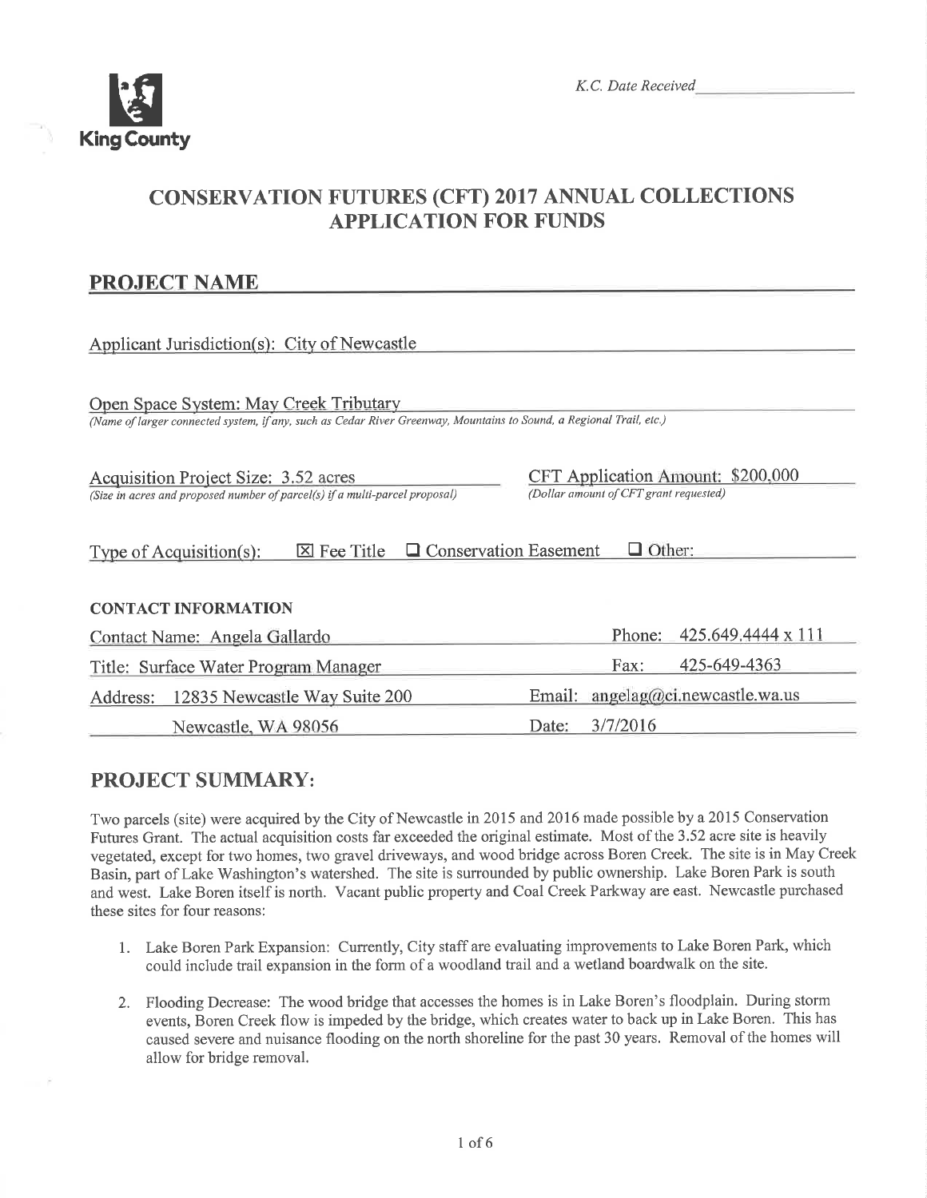King County

*K.C. Date Received* ______________

# CONSERVATION FUTURES (CFT) 2017 ANNUAL COLLECTIONS APPLICATION FOR FUNDS

## PROJECT NAME

Applicant Jurisdiction(s): City of Newcastle

Open Space System: May Creek Tributary
*(Name of larger connected system, if any, such as Cedar River Greenway, Mountains to Sound, a Regional Trail, etc.)*

Acquisition Project Size: 3.52 acres
*(Size in acres and proposed number of parcel(s) if a multi-parcel proposal)*

CFT Application Amount: $200,000
*(Dollar amount of CFT grant requested)*

Type of Acquisition(s): ☒ Fee Title ☐ Conservation Easement ☐ Other:

### CONTACT INFORMATION

Contact Name: Angela Gallardo

Phone: 425.649.4444 x 111

Title: Surface Water Program Manager

Fax: 425-649-4363

Address: 12835 Newcastle Way Suite 200
Newcastle, WA 98056

Email: angelag@ci.newcastle.wa.us

Date: 3/7/2016

## PROJECT SUMMARY:

Two parcels (site) were acquired by the City of Newcastle in 2015 and 2016 made possible by a 2015 Conservation Futures Grant. The actual acquisition costs far exceeded the original estimate. Most of the 3.52 acre site is heavily vegetated, except for two homes, two gravel driveways, and wood bridge across Boren Creek. The site is in May Creek Basin, part of Lake Washington's watershed. The site is surrounded by public ownership. Lake Boren Park is south and west. Lake Boren itself is north. Vacant public property and Coal Creek Parkway are east. Newcastle purchased these sites for four reasons:

1. Lake Boren Park Expansion: Currently, City staff are evaluating improvements to Lake Boren Park, which could include trail expansion in the form of a woodland trail and a wetland boardwalk on the site.
2. Flooding Decrease: The wood bridge that accesses the homes is in Lake Boren's floodplain. During storm events, Boren Creek flow is impeded by the bridge, which creates water to back up in Lake Boren. This has caused severe and nuisance flooding on the north shoreline for the past 30 years. Removal of the homes will allow for bridge removal.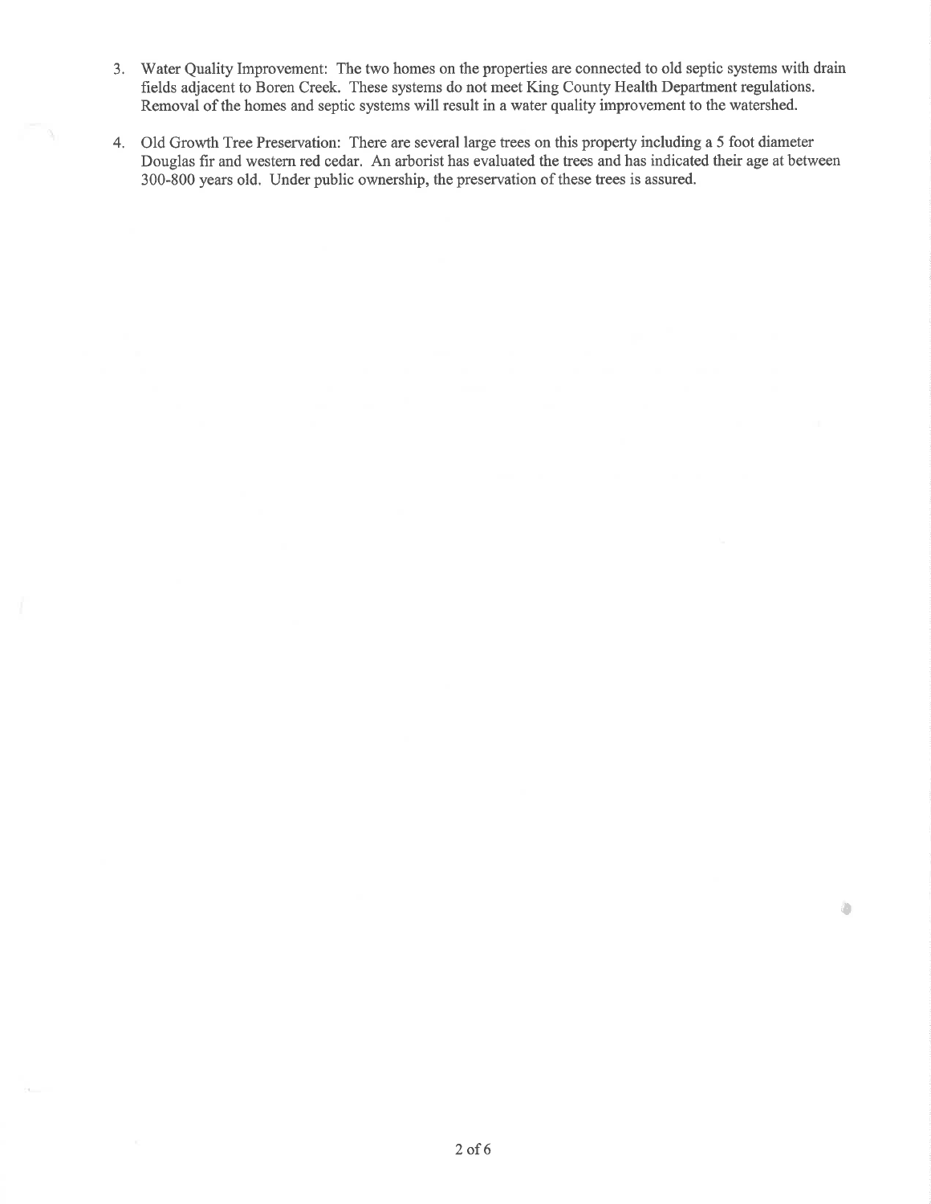3. Water Quality Improvement: The two homes on the properties are connected to old septic systems with drain fields adjacent to Boren Creek. These systems do not meet King County Health Department regulations. Removal of the homes and septic systems will result in a water quality improvement to the watershed.

4. Old Growth Tree Preservation: There are several large trees on this property including a 5 foot diameter Douglas fir and western red cedar. An arborist has evaluated the trees and has indicated their age at between 300-800 years old. Under public ownership, the preservation of these trees is assured.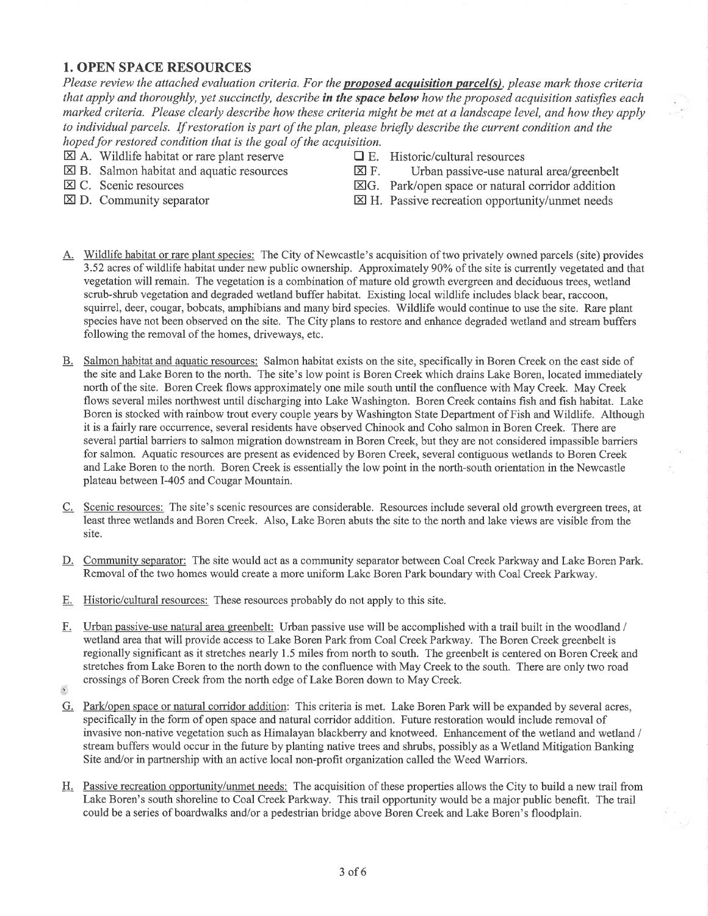## 1. OPEN SPACE RESOURCES

*Please review the attached evaluation criteria. For the* ***proposed acquisition parcel(s)****, please mark those criteria that apply and thoroughly, yet succinctly, describe* ***in the space below*** *how the proposed acquisition satisfies each marked criteria. Please clearly describe how these criteria might be met at a landscape level, and how they apply to individual parcels. If restoration is part of the plan, please briefly describe the current condition and the hoped for restored condition that is the goal of the acquisition.*

- ☒ A. Wildlife habitat or rare plant reserve
- ☒ B. Salmon habitat and aquatic resources
- ☒ C. Scenic resources
- ☒ D. Community separator
- ☐ E. Historic/cultural resources
- ☒ F. Urban passive-use natural area/greenbelt
- ☒ G. Park/open space or natural corridor addition
- ☒ H. Passive recreation opportunity/unmet needs

A. Wildlife habitat or rare plant species: The City of Newcastle's acquisition of two privately owned parcels (site) provides 3.52 acres of wildlife habitat under new public ownership. Approximately 90% of the site is currently vegetated and that vegetation will remain. The vegetation is a combination of mature old growth evergreen and deciduous trees, wetland scrub-shrub vegetation and degraded wetland buffer habitat. Existing local wildlife includes black bear, raccoon, squirrel, deer, cougar, bobcats, amphibians and many bird species. Wildlife would continue to use the site. Rare plant species have not been observed on the site. The City plans to restore and enhance degraded wetland and stream buffers following the removal of the homes, driveways, etc.

B. Salmon habitat and aquatic resources: Salmon habitat exists on the site, specifically in Boren Creek on the east side of the site and Lake Boren to the north. The site's low point is Boren Creek which drains Lake Boren, located immediately north of the site. Boren Creek flows approximately one mile south until the confluence with May Creek. May Creek flows several miles northwest until discharging into Lake Washington. Boren Creek contains fish and fish habitat. Lake Boren is stocked with rainbow trout every couple years by Washington State Department of Fish and Wildlife. Although it is a fairly rare occurrence, several residents have observed Chinook and Coho salmon in Boren Creek. There are several partial barriers to salmon migration downstream in Boren Creek, but they are not considered impassible barriers for salmon. Aquatic resources are present as evidenced by Boren Creek, several contiguous wetlands to Boren Creek and Lake Boren to the north. Boren Creek is essentially the low point in the north-south orientation in the Newcastle plateau between I-405 and Cougar Mountain.

C. Scenic resources: The site's scenic resources are considerable. Resources include several old growth evergreen trees, at least three wetlands and Boren Creek. Also, Lake Boren abuts the site to the north and lake views are visible from the site.

D. Community separator: The site would act as a community separator between Coal Creek Parkway and Lake Boren Park. Removal of the two homes would create a more uniform Lake Boren Park boundary with Coal Creek Parkway.

E. Historic/cultural resources: These resources probably do not apply to this site.

F. Urban passive-use natural area greenbelt: Urban passive use will be accomplished with a trail built in the woodland / wetland area that will provide access to Lake Boren Park from Coal Creek Parkway. The Boren Creek greenbelt is regionally significant as it stretches nearly 1.5 miles from north to south. The greenbelt is centered on Boren Creek and stretches from Lake Boren to the north down to the confluence with May Creek to the south. There are only two road crossings of Boren Creek from the north edge of Lake Boren down to May Creek.

G. Park/open space or natural corridor addition: This criteria is met. Lake Boren Park will be expanded by several acres, specifically in the form of open space and natural corridor addition. Future restoration would include removal of invasive non-native vegetation such as Himalayan blackberry and knotweed. Enhancement of the wetland and wetland / stream buffers would occur in the future by planting native trees and shrubs, possibly as a Wetland Mitigation Banking Site and/or in partnership with an active local non-profit organization called the Weed Warriors.

H. Passive recreation opportunity/unmet needs: The acquisition of these properties allows the City to build a new trail from Lake Boren's south shoreline to Coal Creek Parkway. This trail opportunity would be a major public benefit. The trail could be a series of boardwalks and/or a pedestrian bridge above Boren Creek and Lake Boren's floodplain.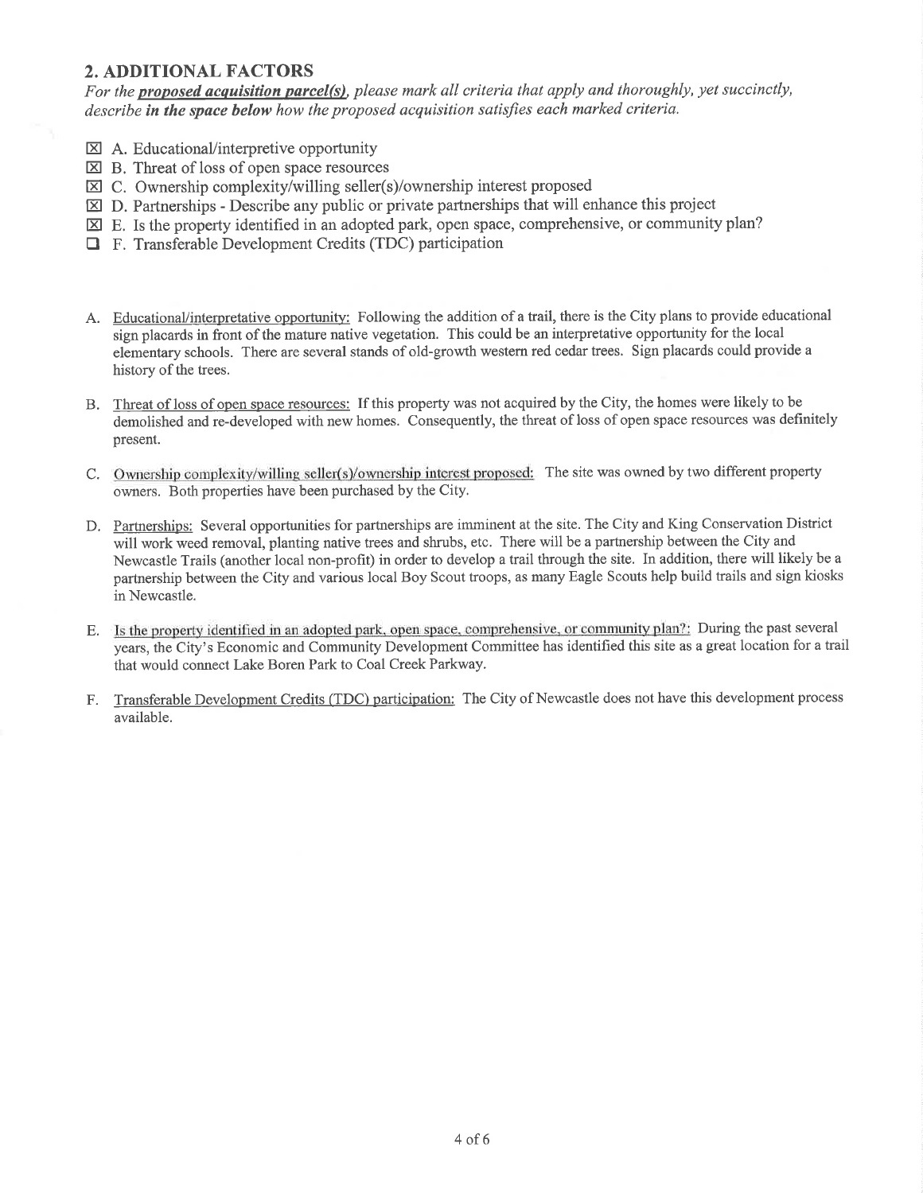## 2. ADDITIONAL FACTORS

*For the* ***proposed acquisition parcel(s)****, please mark all criteria that apply and thoroughly, yet succinctly, describe* ***in the space below*** *how the proposed acquisition satisfies each marked criteria.*

- ☒ A. Educational/interpretive opportunity
- ☒ B. Threat of loss of open space resources
- ☒ C. Ownership complexity/willing seller(s)/ownership interest proposed
- ☒ D. Partnerships - Describe any public or private partnerships that will enhance this project
- ☒ E. Is the property identified in an adopted park, open space, comprehensive, or community plan?
- ☐ F. Transferable Development Credits (TDC) participation

A. Educational/interpretative opportunity: Following the addition of a trail, there is the City plans to provide educational sign placards in front of the mature native vegetation. This could be an interpretative opportunity for the local elementary schools. There are several stands of old-growth western red cedar trees. Sign placards could provide a history of the trees.

B. Threat of loss of open space resources: If this property was not acquired by the City, the homes were likely to be demolished and re-developed with new homes. Consequently, the threat of loss of open space resources was definitely present.

C. Ownership complexity/willing seller(s)/ownership interest proposed: The site was owned by two different property owners. Both properties have been purchased by the City.

D. Partnerships: Several opportunities for partnerships are imminent at the site. The City and King Conservation District will work weed removal, planting native trees and shrubs, etc. There will be a partnership between the City and Newcastle Trails (another local non-profit) in order to develop a trail through the site. In addition, there will likely be a partnership between the City and various local Boy Scout troops, as many Eagle Scouts help build trails and sign kiosks in Newcastle.

E. Is the property identified in an adopted park, open space, comprehensive, or community plan?: During the past several years, the City's Economic and Community Development Committee has identified this site as a great location for a trail that would connect Lake Boren Park to Coal Creek Parkway.

F. Transferable Development Credits (TDC) participation: The City of Newcastle does not have this development process available.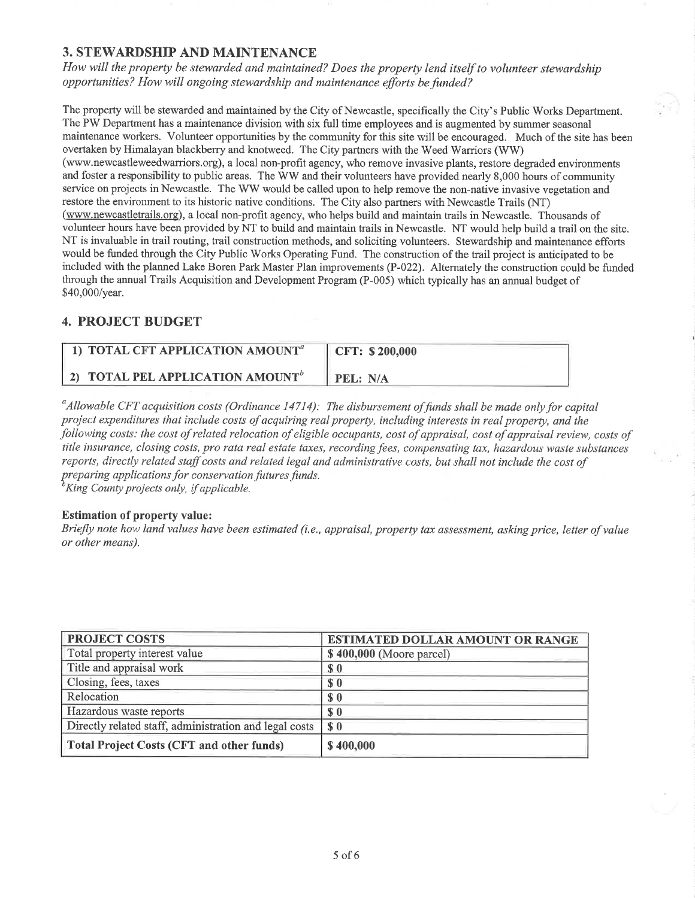## 3. STEWARDSHIP AND MAINTENANCE

*How will the property be stewarded and maintained? Does the property lend itself to volunteer stewardship opportunities? How will ongoing stewardship and maintenance efforts be funded?*

The property will be stewarded and maintained by the City of Newcastle, specifically the City's Public Works Department. The PW Department has a maintenance division with six full time employees and is augmented by summer seasonal maintenance workers. Volunteer opportunities by the community for this site will be encouraged. Much of the site has been overtaken by Himalayan blackberry and knotweed. The City partners with the Weed Warriors (WW) (www.newcastleweedwarriors.org), a local non-profit agency, who remove invasive plants, restore degraded environments and foster a responsibility to public areas. The WW and their volunteers have provided nearly 8,000 hours of community service on projects in Newcastle. The WW would be called upon to help remove the non-native invasive vegetation and restore the environment to its historic native conditions. The City also partners with Newcastle Trails (NT) (www.newcastletrails.org), a local non-profit agency, who helps build and maintain trails in Newcastle. Thousands of volunteer hours have been provided by NT to build and maintain trails in Newcastle. NT would help build a trail on the site. NT is invaluable in trail routing, trail construction methods, and soliciting volunteers. Stewardship and maintenance efforts would be funded through the City Public Works Operating Fund. The construction of the trail project is anticipated to be included with the planned Lake Boren Park Master Plan improvements (P-022). Alternately the construction could be funded through the annual Trails Acquisition and Development Program (P-005) which typically has an annual budget of $40,000/year.

## 4. PROJECT BUDGET

| | |
|---|---|
| **1) TOTAL CFT APPLICATION AMOUNT[a]** | **CFT: $ 200,000** |
| **2) TOTAL PEL APPLICATION AMOUNT[b]** | **PEL: N/A** |

[a]*Allowable CFT acquisition costs (Ordinance 14714): The disbursement of funds shall be made only for capital project expenditures that include costs of acquiring real property, including interests in real property, and the following costs: the cost of related relocation of eligible occupants, cost of appraisal, cost of appraisal review, costs of title insurance, closing costs, pro rata real estate taxes, recording fees, compensating tax, hazardous waste substances reports, directly related staff costs and related legal and administrative costs, but shall not include the cost of preparing applications for conservation futures funds.*
[b]*King County projects only, if applicable.*

**Estimation of property value:**
*Briefly note how land values have been estimated (i.e., appraisal, property tax assessment, asking price, letter of value or other means).*

| PROJECT COSTS | ESTIMATED DOLLAR AMOUNT OR RANGE |
|---|---|
| Total property interest value | **$ 400,000** (Moore parcel) |
| Title and appraisal work | **$ 0** |
| Closing, fees, taxes | **$ 0** |
| Relocation | **$ 0** |
| Hazardous waste reports | **$ 0** |
| Directly related staff, administration and legal costs | **$ 0** |
| **Total Project Costs (CFT and other funds)** | **$ 400,000** |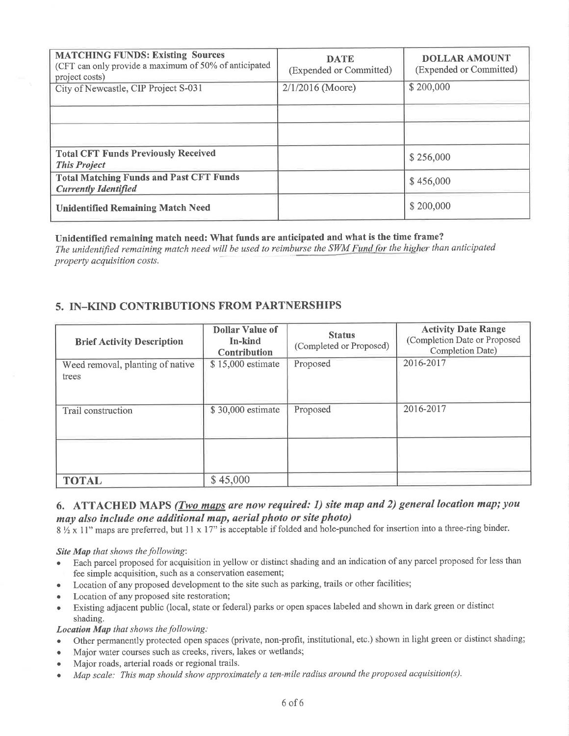| **MATCHING FUNDS: Existing Sources** (CFT can only provide a maximum of 50% of anticipated project costs) | **DATE** (Expended or Committed) | **DOLLAR AMOUNT** (Expended or Committed) |
|---|---|---|
| City of Newcastle, CIP Project S-031 | 2/1/2016 (Moore) | $ 200,000 |
| | | |
| | | |
| **Total CFT Funds Previously Received** ***This Project*** | | $ 256,000 |
| **Total Matching Funds and Past CFT Funds** ***Currently Identified*** | | $ 456,000 |
| **Unidentified Remaining Match Need** | | $ 200,000 |

**Unidentified remaining match need: What funds are anticipated and what is the time frame?**

*The unidentified remaining match need will be used to reimburse the SWM Fund for the higher than anticipated property acquisition costs.*

## 5. IN–KIND CONTRIBUTIONS FROM PARTNERSHIPS

| **Brief Activity Description** | **Dollar Value of In-kind Contribution** | **Status** (Completed or Proposed) | **Activity Date Range** (Completion Date or Proposed Completion Date) |
|---|---|---|---|
| Weed removal, planting of native trees | $ 15,000 estimate | Proposed | 2016-2017 |
| Trail construction | $ 30,000 estimate | Proposed | 2016-2017 |
| | | | |
| **TOTAL** | $ 45,000 | | |

## 6. ATTACHED MAPS *(Two maps are now required: 1) site map and 2) general location map; you may also include one additional map, aerial photo or site photo)*

8 ½ x 11" maps are preferred, but 11 x 17" is acceptable if folded and hole-punched for insertion into a three-ring binder.

***Site Map** that shows the following:*

- Each parcel proposed for acquisition in yellow or distinct shading and an indication of any parcel proposed for less than fee simple acquisition, such as a conservation easement;
- Location of any proposed development to the site such as parking, trails or other facilities;
- Location of any proposed site restoration;
- Existing adjacent public (local, state or federal) parks or open spaces labeled and shown in dark green or distinct shading.

***Location Map** that shows the following:*

- Other permanently protected open spaces (private, non-profit, institutional, etc.) shown in light green or distinct shading;
- Major water courses such as creeks, rivers, lakes or wetlands;
- Major roads, arterial roads or regional trails.
- *Map scale: This map should show approximately a ten-mile radius around the proposed acquisition(s).*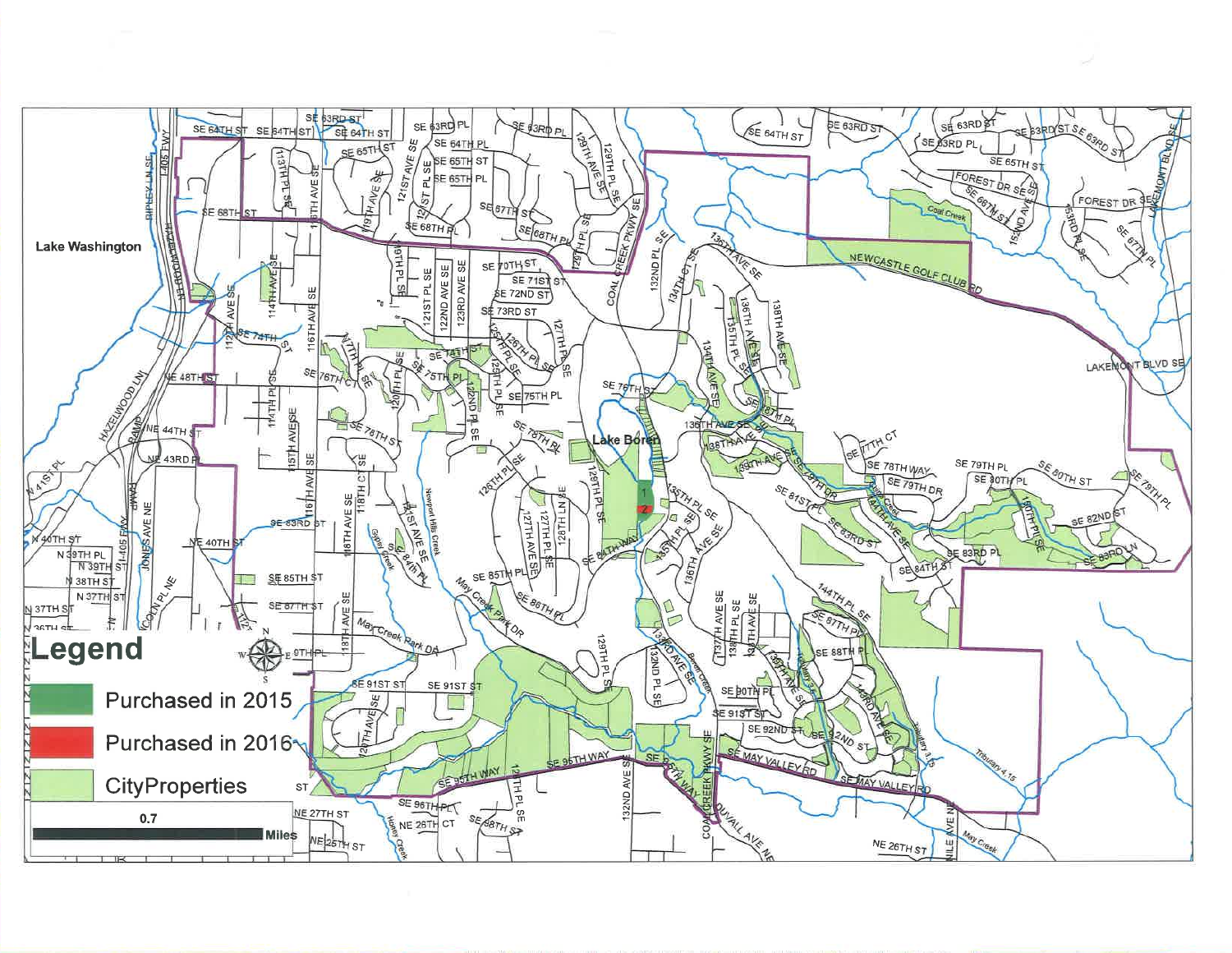Lake Washington

Lake Boren

1

2

# Legend

- Purchased in 2015
- Purchased in 2016
- CityProperties

0.7

Miles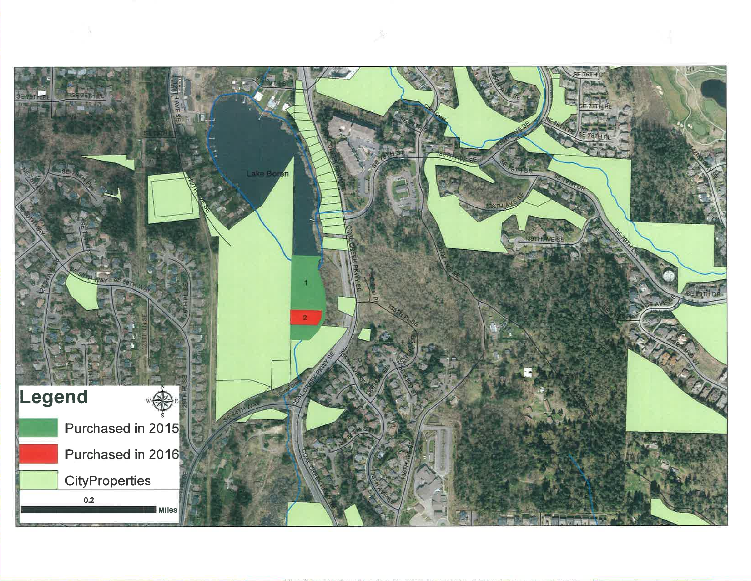Lake Boren

1

2

**Legend**

Purchased in 2015

Purchased in 2016

CityProperties

0.2

Miles